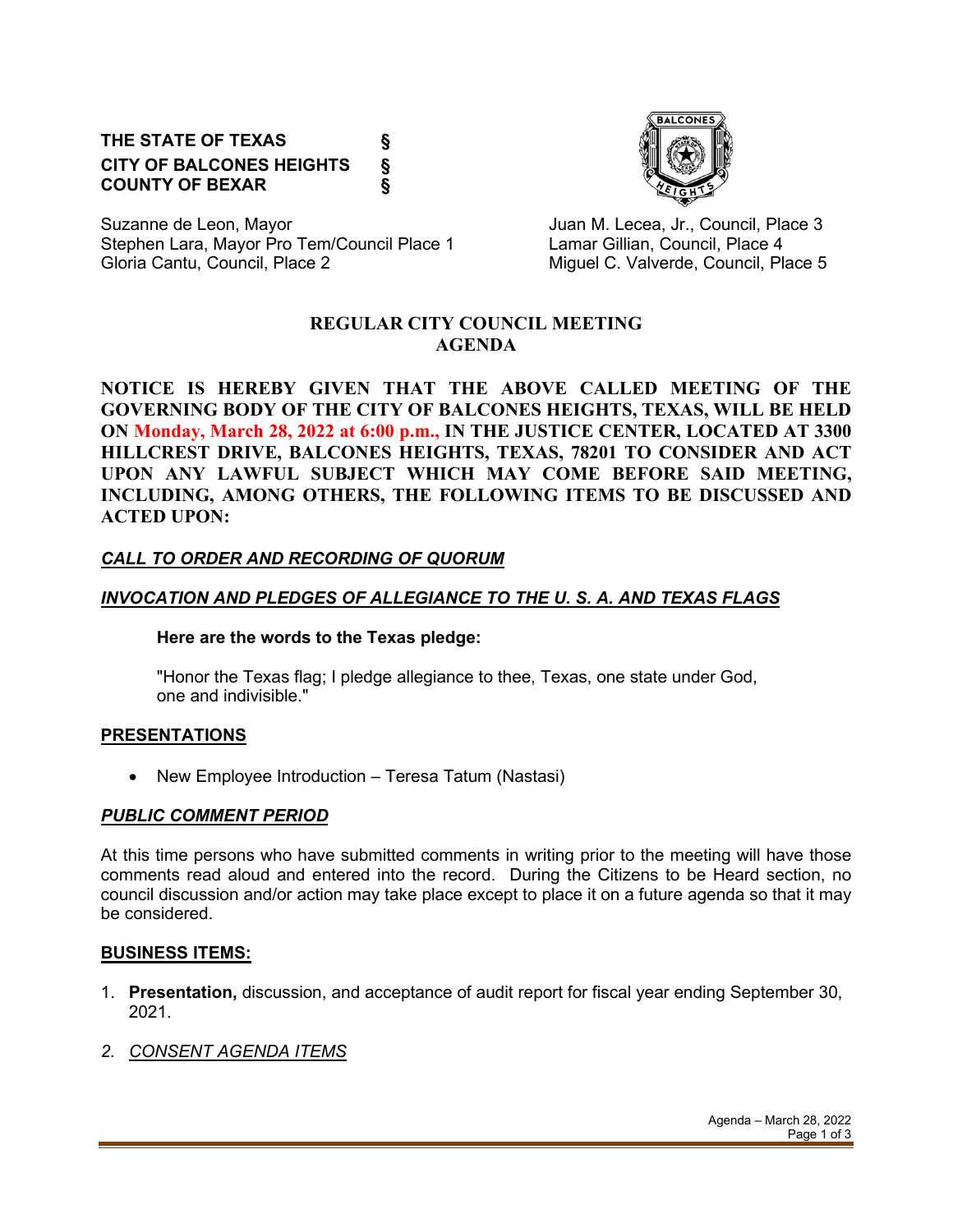**THE STATE OF TEXAS §**
**CITY OF BALCONES HEIGHTS §**
**COUNTY OF BEXAR §**

Suzanne de Leon, Mayor
Stephen Lara, Mayor Pro Tem/Council Place 1
Gloria Cantu, Council, Place 2
Juan M. Lecea, Jr., Council, Place 3
Lamar Gillian, Council, Place 4
Miguel C. Valverde, Council, Place 5

# REGULAR CITY COUNCIL MEETING AGENDA

**NOTICE IS HEREBY GIVEN THAT THE ABOVE CALLED MEETING OF THE GOVERNING BODY OF THE CITY OF BALCONES HEIGHTS, TEXAS, WILL BE HELD ON Monday, March 28, 2022 at 6:00 p.m., IN THE JUSTICE CENTER, LOCATED AT 3300 HILLCREST DRIVE, BALCONES HEIGHTS, TEXAS, 78201 TO CONSIDER AND ACT UPON ANY LAWFUL SUBJECT WHICH MAY COME BEFORE SAID MEETING, INCLUDING, AMONG OTHERS, THE FOLLOWING ITEMS TO BE DISCUSSED AND ACTED UPON:**

***CALL TO ORDER AND RECORDING OF QUORUM***

***INVOCATION AND PLEDGES OF ALLEGIANCE TO THE U. S. A. AND TEXAS FLAGS***

**Here are the words to the Texas pledge:**

"Honor the Texas flag; I pledge allegiance to thee, Texas, one state under God, one and indivisible."

**PRESENTATIONS**

- New Employee Introduction – Teresa Tatum (Nastasi)

***PUBLIC COMMENT PERIOD***

At this time persons who have submitted comments in writing prior to the meeting will have those comments read aloud and entered into the record. During the Citizens to be Heard section, no council discussion and/or action may take place except to place it on a future agenda so that it may be considered.

**BUSINESS ITEMS:**

1. **Presentation,** discussion, and acceptance of audit report for fiscal year ending September 30, 2021.
2. *CONSENT AGENDA ITEMS*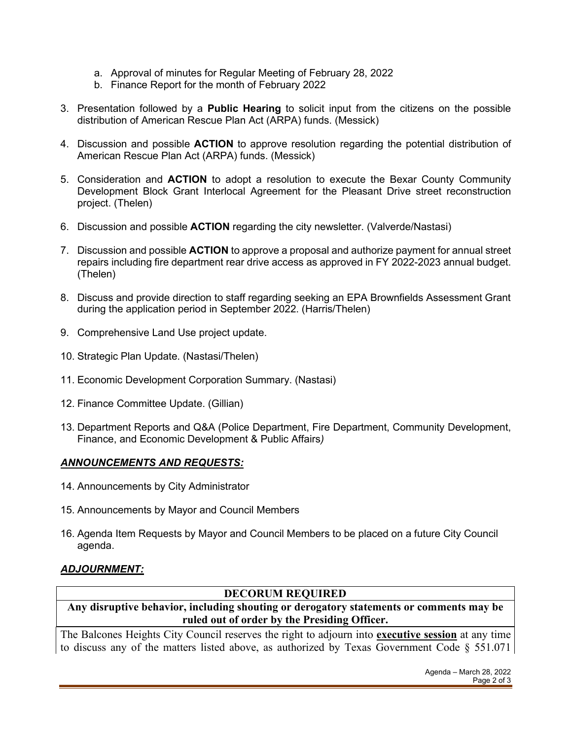a. Approval of minutes for Regular Meeting of February 28, 2022
   b. Finance Report for the month of February 2022

3. Presentation followed by a **Public Hearing** to solicit input from the citizens on the possible distribution of American Rescue Plan Act (ARPA) funds. (Messick)

4. Discussion and possible **ACTION** to approve resolution regarding the potential distribution of American Rescue Plan Act (ARPA) funds. (Messick)

5. Consideration and **ACTION** to adopt a resolution to execute the Bexar County Community Development Block Grant Interlocal Agreement for the Pleasant Drive street reconstruction project. (Thelen)

6. Discussion and possible **ACTION** regarding the city newsletter. (Valverde/Nastasi)

7. Discussion and possible **ACTION** to approve a proposal and authorize payment for annual street repairs including fire department rear drive access as approved in FY 2022-2023 annual budget. (Thelen)

8. Discuss and provide direction to staff regarding seeking an EPA Brownfields Assessment Grant during the application period in September 2022. (Harris/Thelen)

9. Comprehensive Land Use project update.

10. Strategic Plan Update. (Nastasi/Thelen)

11. Economic Development Corporation Summary. (Nastasi)

12. Finance Committee Update. (Gillian)

13. Department Reports and Q&A (Police Department, Fire Department, Community Development, Finance, and Economic Development & Public Affairs*)*

***ANNOUNCEMENTS AND REQUESTS:***

14. Announcements by City Administrator

15. Announcements by Mayor and Council Members

16. Agenda Item Requests by Mayor and Council Members to be placed on a future City Council agenda.

***ADJOURNMENT:***

| **DECORUM REQUIRED** |
|---|
| **Any disruptive behavior, including shouting or derogatory statements or comments may be ruled out of order by the Presiding Officer.** |

The Balcones Heights City Council reserves the right to adjourn into **executive session** at any time to discuss any of the matters listed above, as authorized by Texas Government Code § 551.071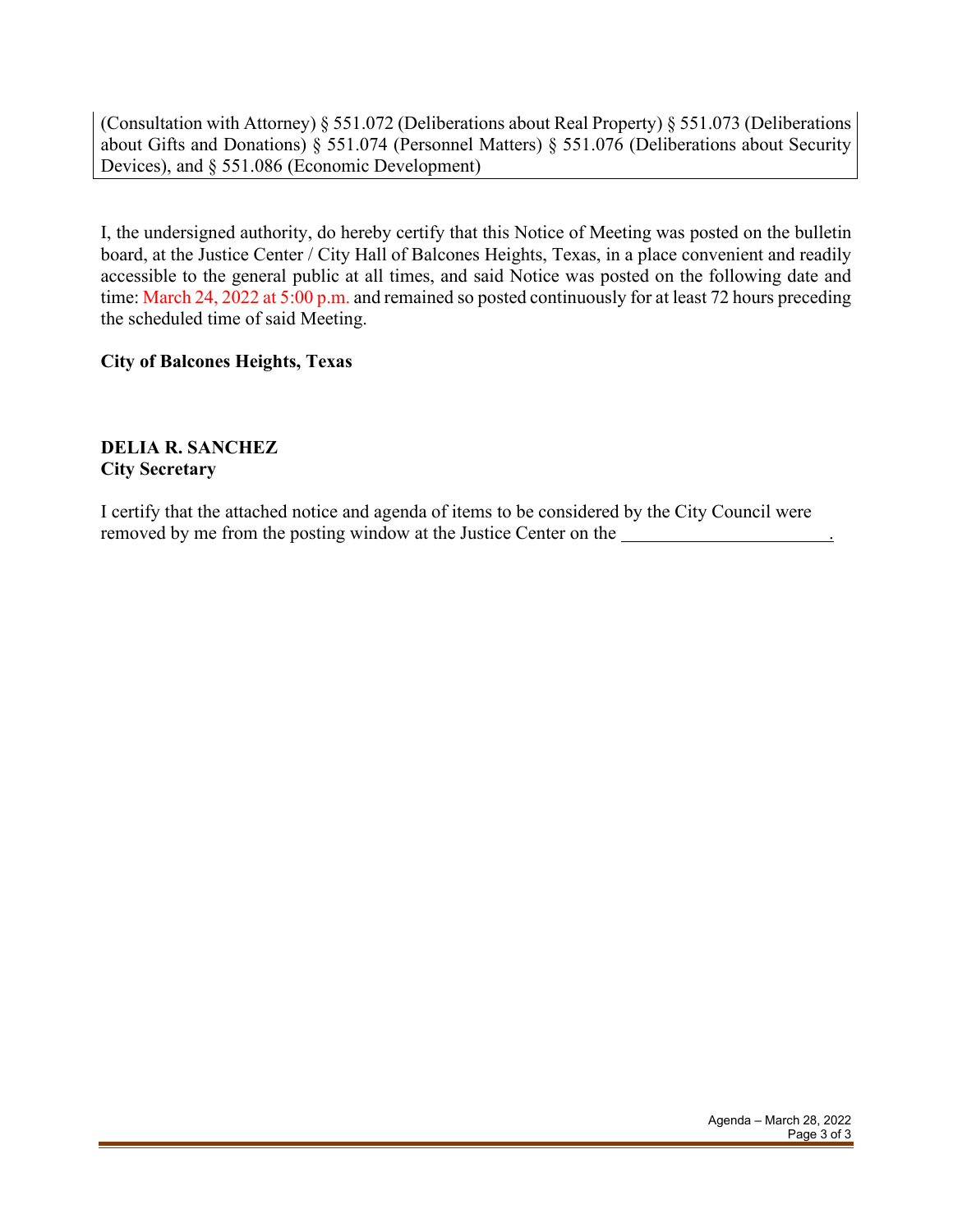(Consultation with Attorney) § 551.072 (Deliberations about Real Property) § 551.073 (Deliberations about Gifts and Donations) § 551.074 (Personnel Matters) § 551.076 (Deliberations about Security Devices), and § 551.086 (Economic Development)

I, the undersigned authority, do hereby certify that this Notice of Meeting was posted on the bulletin board, at the Justice Center / City Hall of Balcones Heights, Texas, in a place convenient and readily accessible to the general public at all times, and said Notice was posted on the following date and time: March 24, 2022 at 5:00 p.m. and remained so posted continuously for at least 72 hours preceding the scheduled time of said Meeting.

**City of Balcones Heights, Texas**

**DELIA R. SANCHEZ**
**City Secretary**

I certify that the attached notice and agenda of items to be considered by the City Council were removed by me from the posting window at the Justice Center on the \_\_\_\_\_\_\_\_\_\_\_\_\_\_\_\_\_\_\_\_\_\_.